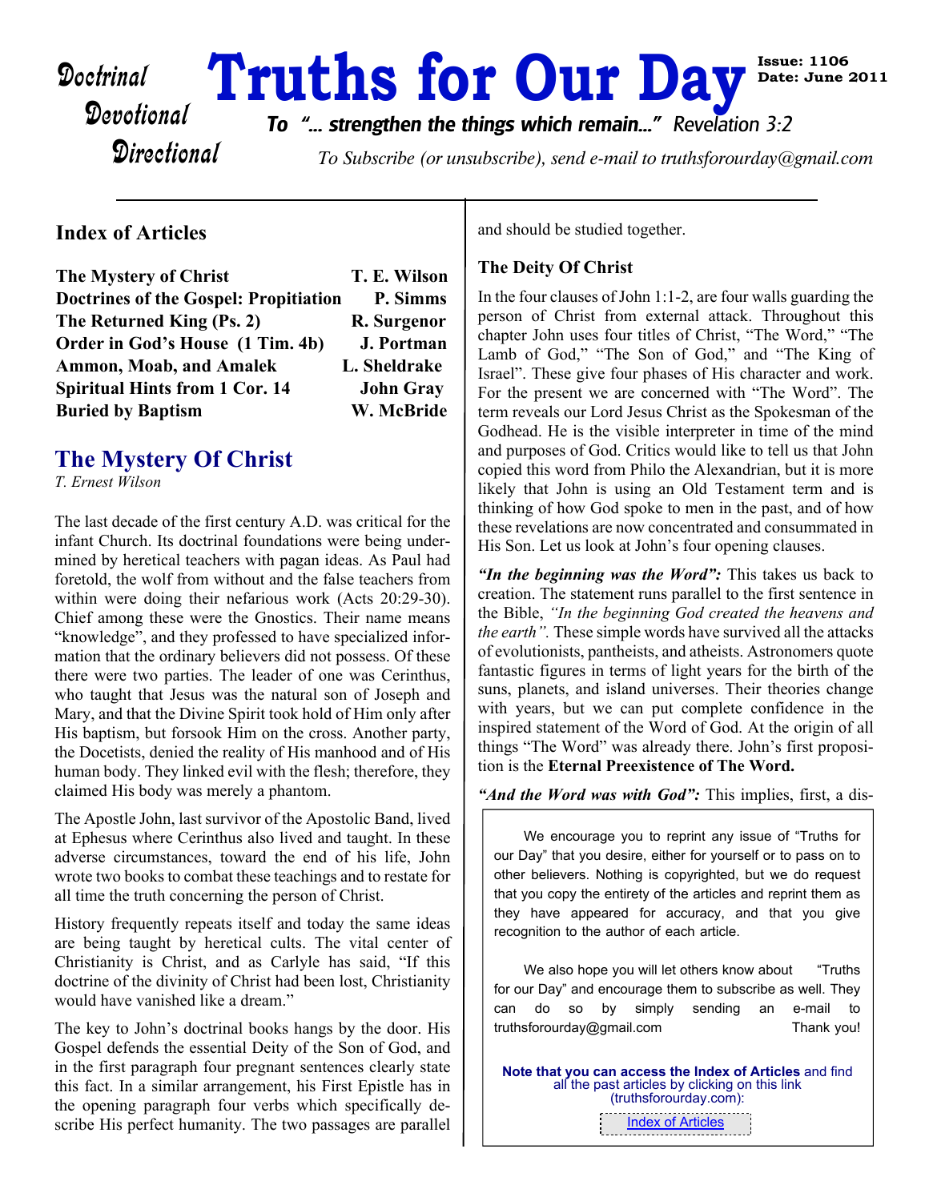Doctrinal
Devotional
Directional

# Truths for Our Day

Issue: 1106
Date: June 2011

*To "... strengthen the things which remain..." Revelation 3:2*

*To Subscribe (or unsubscribe), send e-mail to truthsforourday@gmail.com*

## Index of Articles

| | |
|---|---|
| **The Mystery of Christ** | **T. E. Wilson** |
| **Doctrines of the Gospel: Propitiation** | **P. Simms** |
| **The Returned King (Ps. 2)** | **R. Surgenor** |
| **Order in God's House (1 Tim. 4b)** | **J. Portman** |
| **Ammon, Moab, and Amalek** | **L. Sheldrake** |
| **Spiritual Hints from 1 Cor. 14** | **John Gray** |
| **Buried by Baptism** | **W. McBride** |

## The Mystery Of Christ

*T. Ernest Wilson*

The last decade of the first century A.D. was critical for the infant Church. Its doctrinal foundations were being undermined by heretical teachers with pagan ideas. As Paul had foretold, the wolf from without and the false teachers from within were doing their nefarious work (Acts 20:29-30). Chief among these were the Gnostics. Their name means "knowledge", and they professed to have specialized information that the ordinary believers did not possess. Of these there were two parties. The leader of one was Cerinthus, who taught that Jesus was the natural son of Joseph and Mary, and that the Divine Spirit took hold of Him only after His baptism, but forsook Him on the cross. Another party, the Docetists, denied the reality of His manhood and of His human body. They linked evil with the flesh; therefore, they claimed His body was merely a phantom.

The Apostle John, last survivor of the Apostolic Band, lived at Ephesus where Cerinthus also lived and taught. In these adverse circumstances, toward the end of his life, John wrote two books to combat these teachings and to restate for all time the truth concerning the person of Christ.

History frequently repeats itself and today the same ideas are being taught by heretical cults. The vital center of Christianity is Christ, and as Carlyle has said, "If this doctrine of the divinity of Christ had been lost, Christianity would have vanished like a dream."

The key to John's doctrinal books hangs by the door. His Gospel defends the essential Deity of the Son of God, and in the first paragraph four pregnant sentences clearly state this fact. In a similar arrangement, his First Epistle has in the opening paragraph four verbs which specifically describe His perfect humanity. The two passages are parallel and should be studied together.

### The Deity Of Christ

In the four clauses of John 1:1-2, are four walls guarding the person of Christ from external attack. Throughout this chapter John uses four titles of Christ, "The Word," "The Lamb of God," "The Son of God," and "The King of Israel". These give four phases of His character and work. For the present we are concerned with "The Word". The term reveals our Lord Jesus Christ as the Spokesman of the Godhead. He is the visible interpreter in time of the mind and purposes of God. Critics would like to tell us that John copied this word from Philo the Alexandrian, but it is more likely that John is using an Old Testament term and is thinking of how God spoke to men in the past, and of how these revelations are now concentrated and consummated in His Son. Let us look at John's four opening clauses.

***"In the beginning was the Word":*** This takes us back to creation. The statement runs parallel to the first sentence in the Bible, *"In the beginning God created the heavens and the earth".* These simple words have survived all the attacks of evolutionists, pantheists, and atheists. Astronomers quote fantastic figures in terms of light years for the birth of the suns, planets, and island universes. Their theories change with years, but we can put complete confidence in the inspired statement of the Word of God. At the origin of all things "The Word" was already there. John's first proposition is the **Eternal Preexistence of The Word.**

***"And the Word was with God":*** This implies, first, a dis-

> We encourage you to reprint any issue of "Truths for our Day" that you desire, either for yourself or to pass on to other believers. Nothing is copyrighted, but we do request that you copy the entirety of the articles and reprint them as they have appeared for accuracy, and that you give recognition to the author of each article.
>
> We also hope you will let others know about "Truths for our Day" and encourage them to subscribe as well. They can do so by simply sending an e-mail to truthsforourday@gmail.com Thank you!
>
> **Note that you can access the Index of Articles** and find all the past articles by clicking on this link (truthsforourday.com):
>
> Index of Articles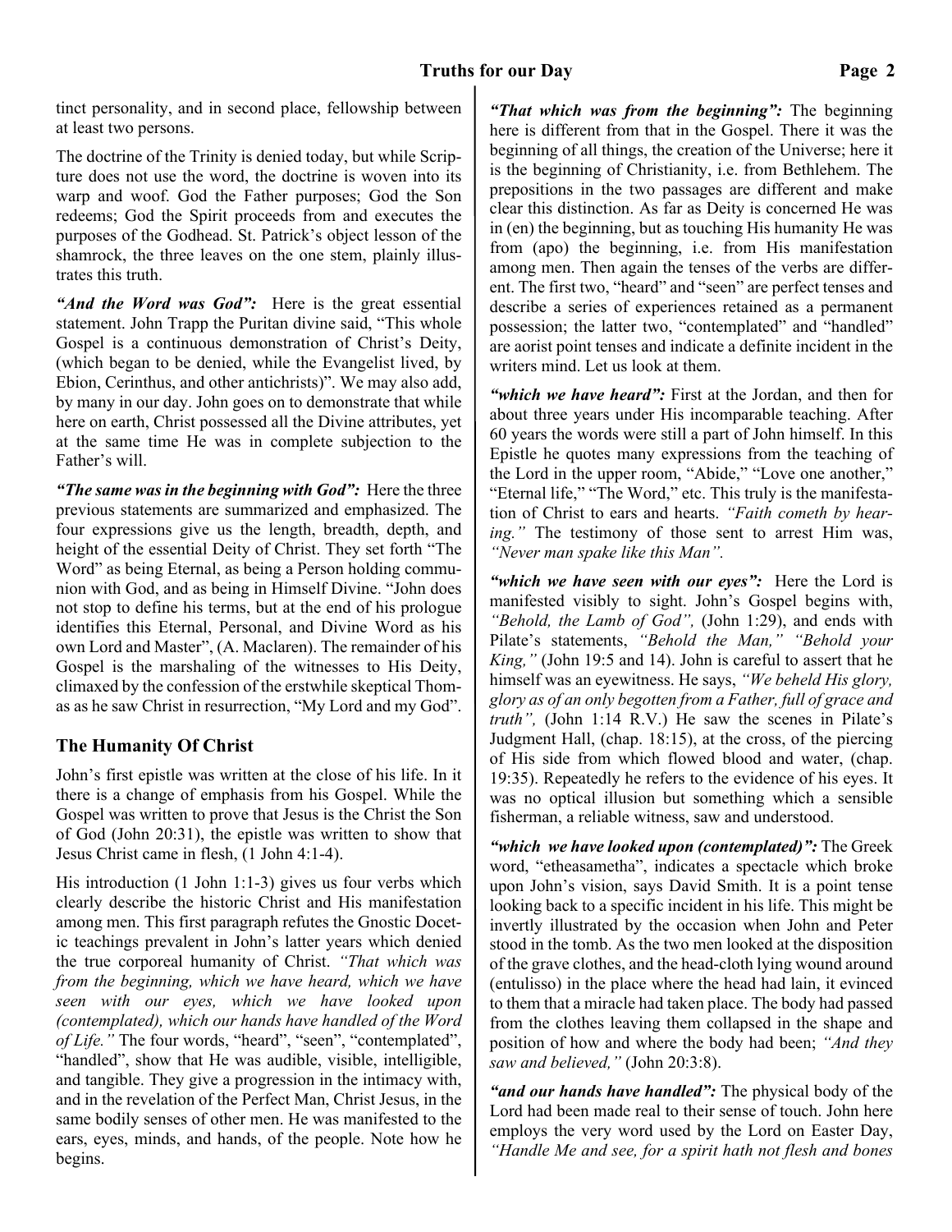tinct personality, and in second place, fellowship between at least two persons.

The doctrine of the Trinity is denied today, but while Scripture does not use the word, the doctrine is woven into its warp and woof. God the Father purposes; God the Son redeems; God the Spirit proceeds from and executes the purposes of the Godhead. St. Patrick's object lesson of the shamrock, the three leaves on the one stem, plainly illustrates this truth.

***"And the Word was God":*** Here is the great essential statement. John Trapp the Puritan divine said, "This whole Gospel is a continuous demonstration of Christ's Deity, (which began to be denied, while the Evangelist lived, by Ebion, Cerinthus, and other antichrists)". We may also add, by many in our day. John goes on to demonstrate that while here on earth, Christ possessed all the Divine attributes, yet at the same time He was in complete subjection to the Father's will.

***"The same was in the beginning with God":*** Here the three previous statements are summarized and emphasized. The four expressions give us the length, breadth, depth, and height of the essential Deity of Christ. They set forth "The Word" as being Eternal, as being a Person holding communion with God, and as being in Himself Divine. "John does not stop to define his terms, but at the end of his prologue identifies this Eternal, Personal, and Divine Word as his own Lord and Master", (A. Maclaren). The remainder of his Gospel is the marshaling of the witnesses to His Deity, climaxed by the confession of the erstwhile skeptical Thomas as he saw Christ in resurrection, "My Lord and my God".

## The Humanity Of Christ

John's first epistle was written at the close of his life. In it there is a change of emphasis from his Gospel. While the Gospel was written to prove that Jesus is the Christ the Son of God (John 20:31), the epistle was written to show that Jesus Christ came in flesh, (1 John 4:1-4).

His introduction (1 John 1:1-3) gives us four verbs which clearly describe the historic Christ and His manifestation among men. This first paragraph refutes the Gnostic Docetic teachings prevalent in John's latter years which denied the true corporeal humanity of Christ. *"That which was from the beginning, which we have heard, which we have seen with our eyes, which we have looked upon (contemplated), which our hands have handled of the Word of Life."* The four words, "heard", "seen", "contemplated", "handled", show that He was audible, visible, intelligible, and tangible. They give a progression in the intimacy with, and in the revelation of the Perfect Man, Christ Jesus, in the same bodily senses of other men. He was manifested to the ears, eyes, minds, and hands, of the people. Note how he begins.

***"That which was from the beginning":*** The beginning here is different from that in the Gospel. There it was the beginning of all things, the creation of the Universe; here it is the beginning of Christianity, i.e. from Bethlehem. The prepositions in the two passages are different and make clear this distinction. As far as Deity is concerned He was in (en) the beginning, but as touching His humanity He was from (apo) the beginning, i.e. from His manifestation among men. Then again the tenses of the verbs are different. The first two, "heard" and "seen" are perfect tenses and describe a series of experiences retained as a permanent possession; the latter two, "contemplated" and "handled" are aorist point tenses and indicate a definite incident in the writers mind. Let us look at them.

***"which we have heard":*** First at the Jordan, and then for about three years under His incomparable teaching. After 60 years the words were still a part of John himself. In this Epistle he quotes many expressions from the teaching of the Lord in the upper room, "Abide," "Love one another," "Eternal life," "The Word," etc. This truly is the manifestation of Christ to ears and hearts. *"Faith cometh by hearing."* The testimony of those sent to arrest Him was, *"Never man spake like this Man".*

***"which we have seen with our eyes":*** Here the Lord is manifested visibly to sight. John's Gospel begins with, *"Behold, the Lamb of God",* (John 1:29), and ends with Pilate's statements, *"Behold the Man," "Behold your King,"* (John 19:5 and 14). John is careful to assert that he himself was an eyewitness. He says, *"We beheld His glory, glory as of an only begotten from a Father, full of grace and truth",* (John 1:14 R.V.) He saw the scenes in Pilate's Judgment Hall, (chap. 18:15), at the cross, of the piercing of His side from which flowed blood and water, (chap. 19:35). Repeatedly he refers to the evidence of his eyes. It was no optical illusion but something which a sensible fisherman, a reliable witness, saw and understood.

***"which we have looked upon (contemplated)":*** The Greek word, "etheasametha", indicates a spectacle which broke upon John's vision, says David Smith. It is a point tense looking back to a specific incident in his life. This might be invertly illustrated by the occasion when John and Peter stood in the tomb. As the two men looked at the disposition of the grave clothes, and the head-cloth lying wound around (entulisso) in the place where the head had lain, it evinced to them that a miracle had taken place. The body had passed from the clothes leaving them collapsed in the shape and position of how and where the body had been; *"And they saw and believed,"* (John 20:3:8).

***"and our hands have handled":*** The physical body of the Lord had been made real to their sense of touch. John here employs the very word used by the Lord on Easter Day, *"Handle Me and see, for a spirit hath not flesh and bones*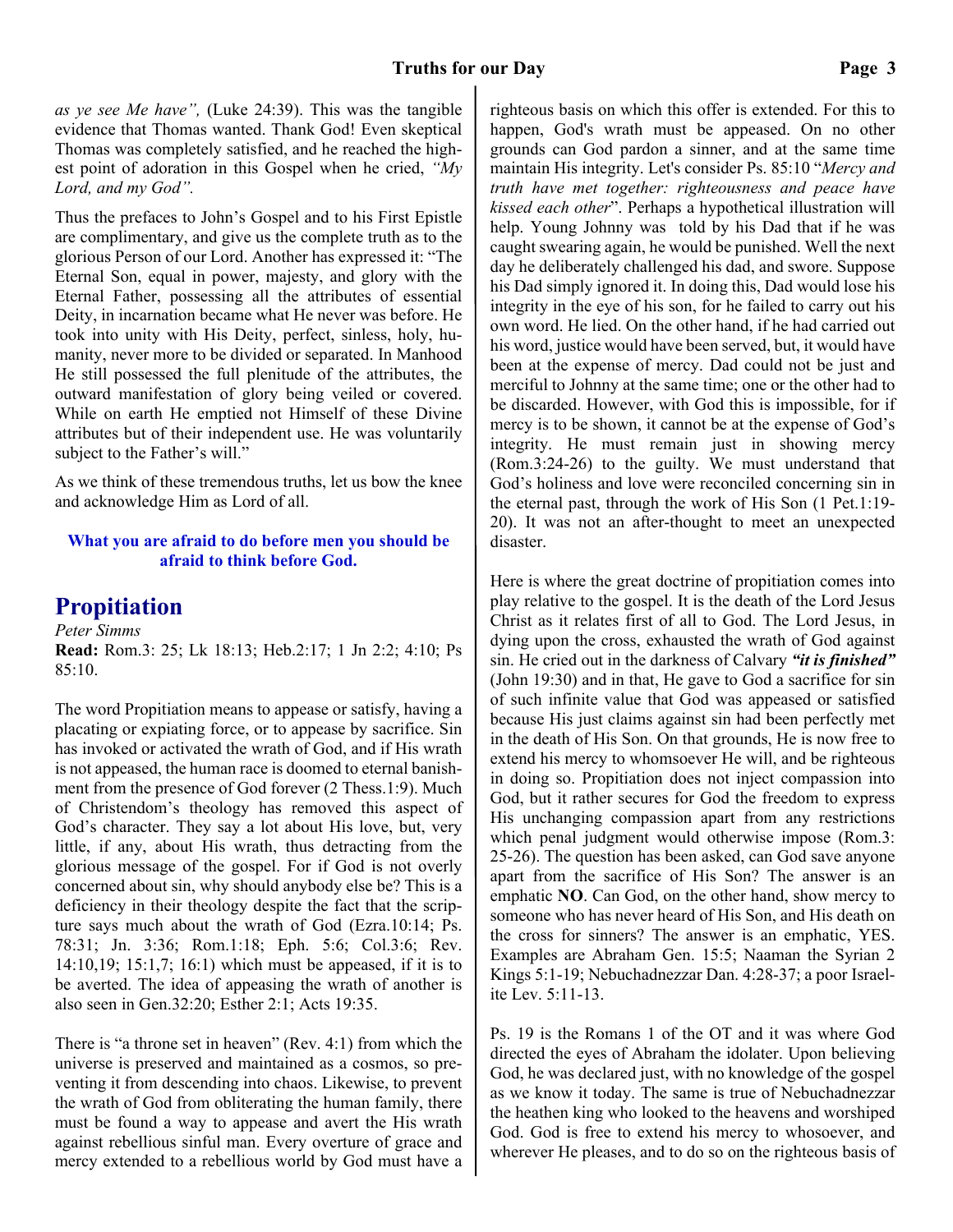*as ye see Me have",* (Luke 24:39). This was the tangible evidence that Thomas wanted. Thank God! Even skeptical Thomas was completely satisfied, and he reached the highest point of adoration in this Gospel when he cried, *"My Lord, and my God".*

Thus the prefaces to John's Gospel and to his First Epistle are complimentary, and give us the complete truth as to the glorious Person of our Lord. Another has expressed it: "The Eternal Son, equal in power, majesty, and glory with the Eternal Father, possessing all the attributes of essential Deity, in incarnation became what He never was before. He took into unity with His Deity, perfect, sinless, holy, humanity, never more to be divided or separated. In Manhood He still possessed the full plenitude of the attributes, the outward manifestation of glory being veiled or covered. While on earth He emptied not Himself of these Divine attributes but of their independent use. He was voluntarily subject to the Father's will."

As we think of these tremendous truths, let us bow the knee and acknowledge Him as Lord of all.

**What you are afraid to do before men you should be afraid to think before God.**

# Propitiation

*Peter Simms*

**Read:** Rom.3: 25; Lk 18:13; Heb.2:17; 1 Jn 2:2; 4:10; Ps 85:10.

The word Propitiation means to appease or satisfy, having a placating or expiating force, or to appease by sacrifice. Sin has invoked or activated the wrath of God, and if His wrath is not appeased, the human race is doomed to eternal banishment from the presence of God forever (2 Thess.1:9). Much of Christendom's theology has removed this aspect of God's character. They say a lot about His love, but, very little, if any, about His wrath, thus detracting from the glorious message of the gospel. For if God is not overly concerned about sin, why should anybody else be? This is a deficiency in their theology despite the fact that the scripture says much about the wrath of God (Ezra.10:14; Ps. 78:31; Jn. 3:36; Rom.1:18; Eph. 5:6; Col.3:6; Rev. 14:10,19; 15:1,7; 16:1) which must be appeased, if it is to be averted. The idea of appeasing the wrath of another is also seen in Gen.32:20; Esther 2:1; Acts 19:35.

There is "a throne set in heaven" (Rev. 4:1) from which the universe is preserved and maintained as a cosmos, so preventing it from descending into chaos. Likewise, to prevent the wrath of God from obliterating the human family, there must be found a way to appease and avert the His wrath against rebellious sinful man. Every overture of grace and mercy extended to a rebellious world by God must have a righteous basis on which this offer is extended. For this to happen, God's wrath must be appeased. On no other grounds can God pardon a sinner, and at the same time maintain His integrity. Let's consider Ps. 85:10 "*Mercy and truth have met together: righteousness and peace have kissed each other*". Perhaps a hypothetical illustration will help. Young Johnny was told by his Dad that if he was caught swearing again, he would be punished. Well the next day he deliberately challenged his dad, and swore. Suppose his Dad simply ignored it. In doing this, Dad would lose his integrity in the eye of his son, for he failed to carry out his own word. He lied. On the other hand, if he had carried out his word, justice would have been served, but, it would have been at the expense of mercy. Dad could not be just and merciful to Johnny at the same time; one or the other had to be discarded. However, with God this is impossible, for if mercy is to be shown, it cannot be at the expense of God's integrity. He must remain just in showing mercy (Rom.3:24-26) to the guilty. We must understand that God's holiness and love were reconciled concerning sin in the eternal past, through the work of His Son (1 Pet.1:19-20). It was not an after-thought to meet an unexpected disaster.

Here is where the great doctrine of propitiation comes into play relative to the gospel. It is the death of the Lord Jesus Christ as it relates first of all to God. The Lord Jesus, in dying upon the cross, exhausted the wrath of God against sin. He cried out in the darkness of Calvary ***"it is finished"*** (John 19:30) and in that, He gave to God a sacrifice for sin of such infinite value that God was appeased or satisfied because His just claims against sin had been perfectly met in the death of His Son. On that grounds, He is now free to extend his mercy to whomsoever He will, and be righteous in doing so. Propitiation does not inject compassion into God, but it rather secures for God the freedom to express His unchanging compassion apart from any restrictions which penal judgment would otherwise impose (Rom.3: 25-26). The question has been asked, can God save anyone apart from the sacrifice of His Son? The answer is an emphatic **NO**. Can God, on the other hand, show mercy to someone who has never heard of His Son, and His death on the cross for sinners? The answer is an emphatic, YES. Examples are Abraham Gen. 15:5; Naaman the Syrian 2 Kings 5:1-19; Nebuchadnezzar Dan. 4:28-37; a poor Israelite Lev. 5:11-13.

Ps. 19 is the Romans 1 of the OT and it was where God directed the eyes of Abraham the idolater. Upon believing God, he was declared just, with no knowledge of the gospel as we know it today. The same is true of Nebuchadnezzar the heathen king who looked to the heavens and worshiped God. God is free to extend his mercy to whosoever, and wherever He pleases, and to do so on the righteous basis of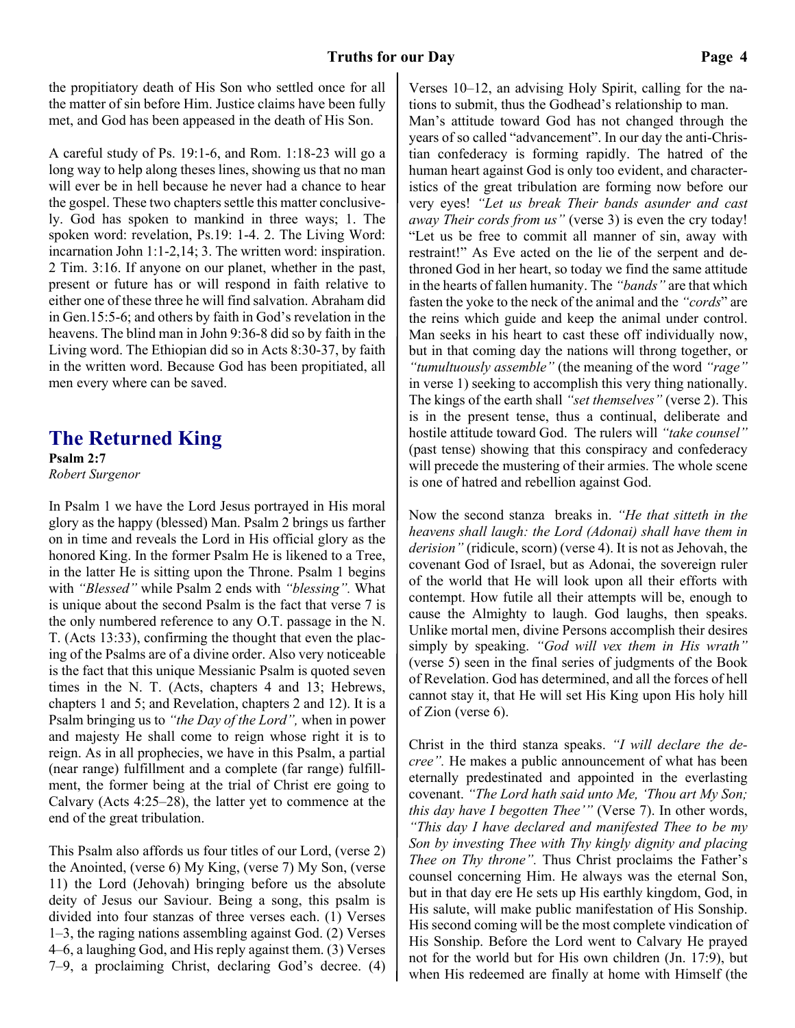the propitiatory death of His Son who settled once for all the matter of sin before Him. Justice claims have been fully met, and God has been appeased in the death of His Son.

A careful study of Ps. 19:1-6, and Rom. 1:18-23 will go a long way to help along theses lines, showing us that no man will ever be in hell because he never had a chance to hear the gospel. These two chapters settle this matter conclusively. God has spoken to mankind in three ways; 1. The spoken word: revelation, Ps.19: 1-4. 2. The Living Word: incarnation John 1:1-2,14; 3. The written word: inspiration. 2 Tim. 3:16. If anyone on our planet, whether in the past, present or future has or will respond in faith relative to either one of these three he will find salvation. Abraham did in Gen.15:5-6; and others by faith in God's revelation in the heavens. The blind man in John 9:36-8 did so by faith in the Living word. The Ethiopian did so in Acts 8:30-37, by faith in the written word. Because God has been propitiated, all men every where can be saved.

## The Returned King

**Psalm 2:7**
*Robert Surgenor*

In Psalm 1 we have the Lord Jesus portrayed in His moral glory as the happy (blessed) Man. Psalm 2 brings us farther on in time and reveals the Lord in His official glory as the honored King. In the former Psalm He is likened to a Tree, in the latter He is sitting upon the Throne. Psalm 1 begins with *"Blessed"* while Psalm 2 ends with *"blessing".* What is unique about the second Psalm is the fact that verse 7 is the only numbered reference to any O.T. passage in the N. T. (Acts 13:33), confirming the thought that even the placing of the Psalms are of a divine order. Also very noticeable is the fact that this unique Messianic Psalm is quoted seven times in the N. T. (Acts, chapters 4 and 13; Hebrews, chapters 1 and 5; and Revelation, chapters 2 and 12). It is a Psalm bringing us to *"the Day of the Lord",* when in power and majesty He shall come to reign whose right it is to reign. As in all prophecies, we have in this Psalm, a partial (near range) fulfillment and a complete (far range) fulfillment, the former being at the trial of Christ ere going to Calvary (Acts 4:25–28), the latter yet to commence at the end of the great tribulation.

This Psalm also affords us four titles of our Lord, (verse 2) the Anointed, (verse 6) My King, (verse 7) My Son, (verse 11) the Lord (Jehovah) bringing before us the absolute deity of Jesus our Saviour. Being a song, this psalm is divided into four stanzas of three verses each. (1) Verses 1–3, the raging nations assembling against God. (2) Verses 4–6, a laughing God, and His reply against them. (3) Verses 7–9, a proclaiming Christ, declaring God's decree. (4) Verses 10–12, an advising Holy Spirit, calling for the nations to submit, thus the Godhead's relationship to man.

Man's attitude toward God has not changed through the years of so called "advancement". In our day the anti-Christian confederacy is forming rapidly. The hatred of the human heart against God is only too evident, and characteristics of the great tribulation are forming now before our very eyes! *"Let us break Their bands asunder and cast away Their cords from us"* (verse 3) is even the cry today! "Let us be free to commit all manner of sin, away with restraint!" As Eve acted on the lie of the serpent and dethroned God in her heart, so today we find the same attitude in the hearts of fallen humanity. The *"bands"* are that which fasten the yoke to the neck of the animal and the *"cords"* are the reins which guide and keep the animal under control. Man seeks in his heart to cast these off individually now, but in that coming day the nations will throng together, or *"tumultuously assemble"* (the meaning of the word *"rage"* in verse 1) seeking to accomplish this very thing nationally. The kings of the earth shall *"set themselves"* (verse 2). This is in the present tense, thus a continual, deliberate and hostile attitude toward God. The rulers will *"take counsel"* (past tense) showing that this conspiracy and confederacy will precede the mustering of their armies. The whole scene is one of hatred and rebellion against God.

Now the second stanza breaks in. *"He that sitteth in the heavens shall laugh: the Lord (Adonai) shall have them in derision"* (ridicule, scorn) (verse 4). It is not as Jehovah, the covenant God of Israel, but as Adonai, the sovereign ruler of the world that He will look upon all their efforts with contempt. How futile all their attempts will be, enough to cause the Almighty to laugh. God laughs, then speaks. Unlike mortal men, divine Persons accomplish their desires simply by speaking. *"God will vex them in His wrath"* (verse 5) seen in the final series of judgments of the Book of Revelation. God has determined, and all the forces of hell cannot stay it, that He will set His King upon His holy hill of Zion (verse 6).

Christ in the third stanza speaks. *"I will declare the decree".* He makes a public announcement of what has been eternally predestinated and appointed in the everlasting covenant. *"The Lord hath said unto Me, 'Thou art My Son; this day have I begotten Thee'"* (Verse 7). In other words, *"This day I have declared and manifested Thee to be my Son by investing Thee with Thy kingly dignity and placing Thee on Thy throne".* Thus Christ proclaims the Father's counsel concerning Him. He always was the eternal Son, but in that day ere He sets up His earthly kingdom, God, in His salute, will make public manifestation of His Sonship. His second coming will be the most complete vindication of His Sonship. Before the Lord went to Calvary He prayed not for the world but for His own children (Jn. 17:9), but when His redeemed are finally at home with Himself (the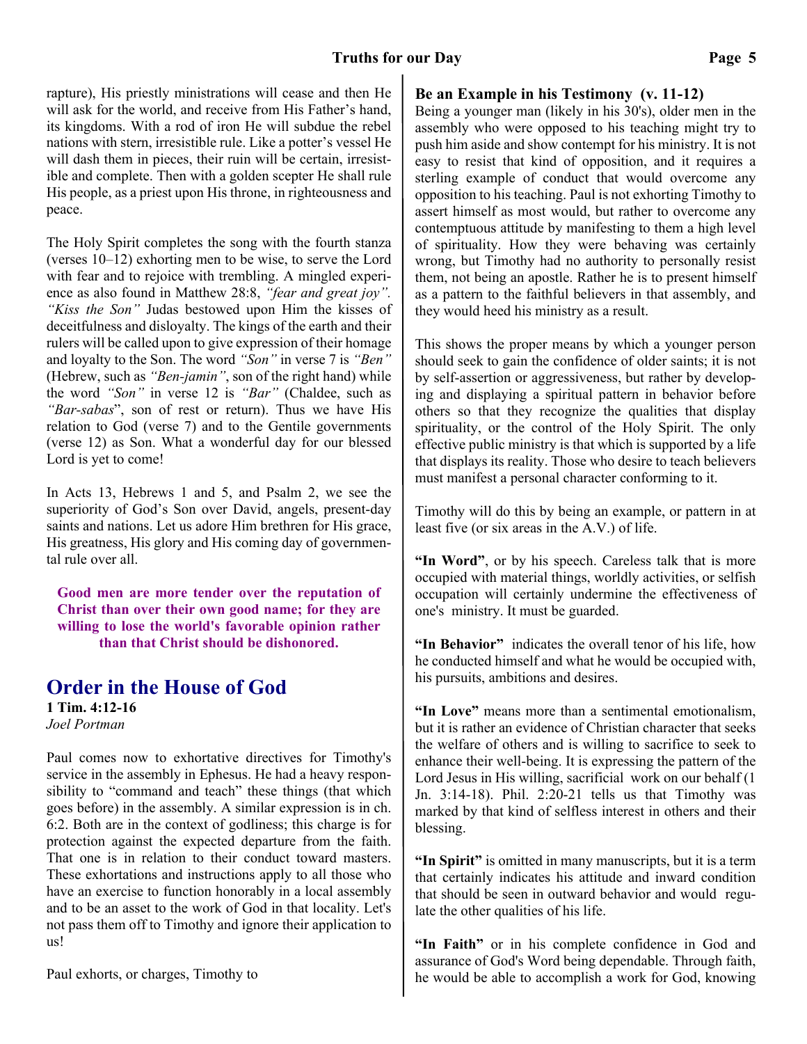rapture), His priestly ministrations will cease and then He will ask for the world, and receive from His Father's hand, its kingdoms. With a rod of iron He will subdue the rebel nations with stern, irresistible rule. Like a potter's vessel He will dash them in pieces, their ruin will be certain, irresistible and complete. Then with a golden scepter He shall rule His people, as a priest upon His throne, in righteousness and peace.

The Holy Spirit completes the song with the fourth stanza (verses 10–12) exhorting men to be wise, to serve the Lord with fear and to rejoice with trembling. A mingled experience as also found in Matthew 28:8, *"fear and great joy"*. *"Kiss the Son"* Judas bestowed upon Him the kisses of deceitfulness and disloyalty. The kings of the earth and their rulers will be called upon to give expression of their homage and loyalty to the Son. The word *"Son"* in verse 7 is *"Ben"* (Hebrew, such as *"Ben-jamin"*, son of the right hand) while the word *"Son"* in verse 12 is *"Bar"* (Chaldee, such as *"Bar-sabas*", son of rest or return). Thus we have His relation to God (verse 7) and to the Gentile governments (verse 12) as Son. What a wonderful day for our blessed Lord is yet to come!

In Acts 13, Hebrews 1 and 5, and Psalm 2, we see the superiority of God's Son over David, angels, present-day saints and nations. Let us adore Him brethren for His grace, His greatness, His glory and His coming day of governmental rule over all.

**Good men are more tender over the reputation of Christ than over their own good name; for they are willing to lose the world's favorable opinion rather than that Christ should be dishonored.**

## Order in the House of God

**1 Tim. 4:12-16**
*Joel Portman*

Paul comes now to exhortative directives for Timothy's service in the assembly in Ephesus. He had a heavy responsibility to "command and teach" these things (that which goes before) in the assembly. A similar expression is in ch. 6:2. Both are in the context of godliness; this charge is for protection against the expected departure from the faith. That one is in relation to their conduct toward masters. These exhortations and instructions apply to all those who have an exercise to function honorably in a local assembly and to be an asset to the work of God in that locality. Let's not pass them off to Timothy and ignore their application to us!

Paul exhorts, or charges, Timothy to

### Be an Example in his Testimony (v. 11-12)

Being a younger man (likely in his 30's), older men in the assembly who were opposed to his teaching might try to push him aside and show contempt for his ministry. It is not easy to resist that kind of opposition, and it requires a sterling example of conduct that would overcome any opposition to his teaching. Paul is not exhorting Timothy to assert himself as most would, but rather to overcome any contemptuous attitude by manifesting to them a high level of spirituality. How they were behaving was certainly wrong, but Timothy had no authority to personally resist them, not being an apostle. Rather he is to present himself as a pattern to the faithful believers in that assembly, and they would heed his ministry as a result.

This shows the proper means by which a younger person should seek to gain the confidence of older saints; it is not by self-assertion or aggressiveness, but rather by developing and displaying a spiritual pattern in behavior before others so that they recognize the qualities that display spirituality, or the control of the Holy Spirit. The only effective public ministry is that which is supported by a life that displays its reality. Those who desire to teach believers must manifest a personal character conforming to it.

Timothy will do this by being an example, or pattern in at least five (or six areas in the A.V.) of life.

**"In Word"**, or by his speech. Careless talk that is more occupied with material things, worldly activities, or selfish occupation will certainly undermine the effectiveness of one's ministry. It must be guarded.

**"In Behavior"** indicates the overall tenor of his life, how he conducted himself and what he would be occupied with, his pursuits, ambitions and desires.

**"In Love"** means more than a sentimental emotionalism, but it is rather an evidence of Christian character that seeks the welfare of others and is willing to sacrifice to seek to enhance their well-being. It is expressing the pattern of the Lord Jesus in His willing, sacrificial work on our behalf (1 Jn. 3:14-18). Phil. 2:20-21 tells us that Timothy was marked by that kind of selfless interest in others and their blessing.

**"In Spirit"** is omitted in many manuscripts, but it is a term that certainly indicates his attitude and inward condition that should be seen in outward behavior and would regulate the other qualities of his life.

**"In Faith"** or in his complete confidence in God and assurance of God's Word being dependable. Through faith, he would be able to accomplish a work for God, knowing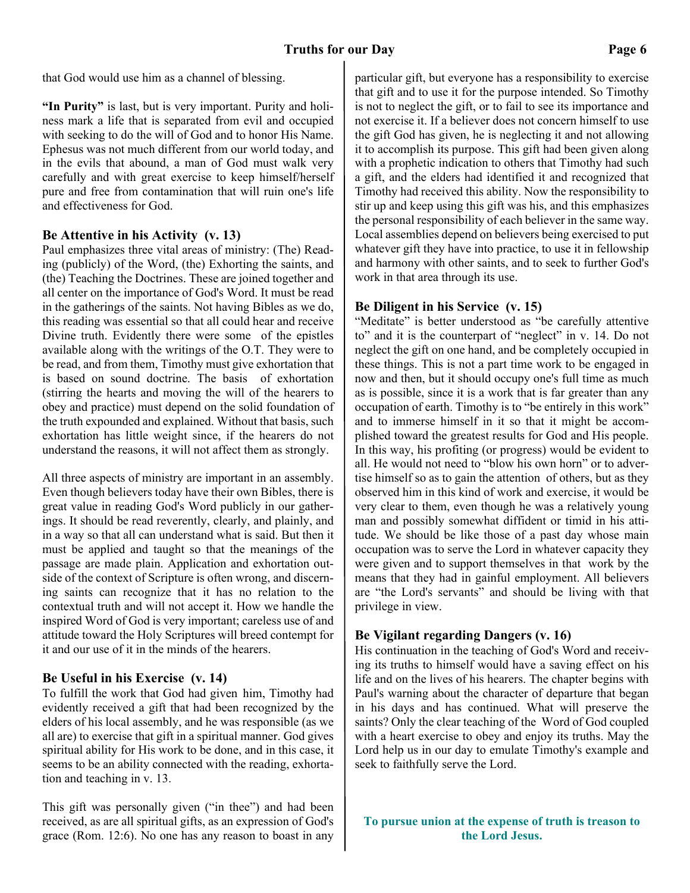that God would use him as a channel of blessing.

**"In Purity"** is last, but is very important. Purity and holiness mark a life that is separated from evil and occupied with seeking to do the will of God and to honor His Name. Ephesus was not much different from our world today, and in the evils that abound, a man of God must walk very carefully and with great exercise to keep himself/herself pure and free from contamination that will ruin one's life and effectiveness for God.

### Be Attentive in his Activity (v. 13)

Paul emphasizes three vital areas of ministry: (The) Reading (publicly) of the Word, (the) Exhorting the saints, and (the) Teaching the Doctrines. These are joined together and all center on the importance of God's Word. It must be read in the gatherings of the saints. Not having Bibles as we do, this reading was essential so that all could hear and receive Divine truth. Evidently there were some of the epistles available along with the writings of the O.T. They were to be read, and from them, Timothy must give exhortation that is based on sound doctrine. The basis of exhortation (stirring the hearts and moving the will of the hearers to obey and practice) must depend on the solid foundation of the truth expounded and explained. Without that basis, such exhortation has little weight since, if the hearers do not understand the reasons, it will not affect them as strongly.

All three aspects of ministry are important in an assembly. Even though believers today have their own Bibles, there is great value in reading God's Word publicly in our gatherings. It should be read reverently, clearly, and plainly, and in a way so that all can understand what is said. But then it must be applied and taught so that the meanings of the passage are made plain. Application and exhortation outside of the context of Scripture is often wrong, and discerning saints can recognize that it has no relation to the contextual truth and will not accept it. How we handle the inspired Word of God is very important; careless use of and attitude toward the Holy Scriptures will breed contempt for it and our use of it in the minds of the hearers.

### Be Useful in his Exercise (v. 14)

To fulfill the work that God had given him, Timothy had evidently received a gift that had been recognized by the elders of his local assembly, and he was responsible (as we all are) to exercise that gift in a spiritual manner. God gives spiritual ability for His work to be done, and in this case, it seems to be an ability connected with the reading, exhortation and teaching in v. 13.

This gift was personally given ("in thee") and had been received, as are all spiritual gifts, as an expression of God's grace (Rom. 12:6). No one has any reason to boast in any particular gift, but everyone has a responsibility to exercise that gift and to use it for the purpose intended. So Timothy is not to neglect the gift, or to fail to see its importance and not exercise it. If a believer does not concern himself to use the gift God has given, he is neglecting it and not allowing it to accomplish its purpose. This gift had been given along with a prophetic indication to others that Timothy had such a gift, and the elders had identified it and recognized that Timothy had received this ability. Now the responsibility to stir up and keep using this gift was his, and this emphasizes the personal responsibility of each believer in the same way. Local assemblies depend on believers being exercised to put whatever gift they have into practice, to use it in fellowship and harmony with other saints, and to seek to further God's work in that area through its use.

### Be Diligent in his Service (v. 15)

"Meditate" is better understood as "be carefully attentive to" and it is the counterpart of "neglect" in v. 14. Do not neglect the gift on one hand, and be completely occupied in these things. This is not a part time work to be engaged in now and then, but it should occupy one's full time as much as is possible, since it is a work that is far greater than any occupation of earth. Timothy is to "be entirely in this work" and to immerse himself in it so that it might be accomplished toward the greatest results for God and His people. In this way, his profiting (or progress) would be evident to all. He would not need to "blow his own horn" or to advertise himself so as to gain the attention of others, but as they observed him in this kind of work and exercise, it would be very clear to them, even though he was a relatively young man and possibly somewhat diffident or timid in his attitude. We should be like those of a past day whose main occupation was to serve the Lord in whatever capacity they were given and to support themselves in that work by the means that they had in gainful employment. All believers are "the Lord's servants" and should be living with that privilege in view.

### Be Vigilant regarding Dangers (v. 16)

His continuation in the teaching of God's Word and receiving its truths to himself would have a saving effect on his life and on the lives of his hearers. The chapter begins with Paul's warning about the character of departure that began in his days and has continued. What will preserve the saints? Only the clear teaching of the Word of God coupled with a heart exercise to obey and enjoy its truths. May the Lord help us in our day to emulate Timothy's example and seek to faithfully serve the Lord.

**To pursue union at the expense of truth is treason to the Lord Jesus.**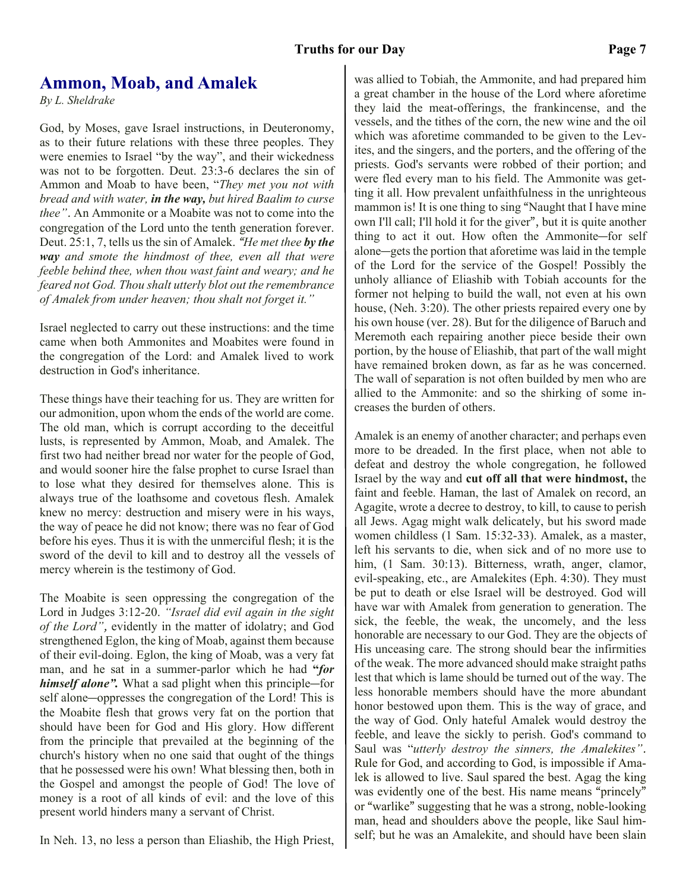## Ammon, Moab, and Amalek

*By L. Sheldrake*

God, by Moses, gave Israel instructions, in Deuteronomy, as to their future relations with these three peoples. They were enemies to Israel "by the way", and their wickedness was not to be forgotten. Deut. 23:3-6 declares the sin of Ammon and Moab to have been, "*They met you not with bread and with water, **in the way,** but hired Baalim to curse thee"*. An Ammonite or a Moabite was not to come into the congregation of the Lord unto the tenth generation forever. Deut. 25:1, 7, tells us the sin of Amalek. *"He met thee **by the way** and smote the hindmost of thee, even all that were feeble behind thee, when thou wast faint and weary; and he feared not God. Thou shalt utterly blot out the remembrance of Amalek from under heaven; thou shalt not forget it."*

Israel neglected to carry out these instructions: and the time came when both Ammonites and Moabites were found in the congregation of the Lord: and Amalek lived to work destruction in God's inheritance.

These things have their teaching for us. They are written for our admonition, upon whom the ends of the world are come. The old man, which is corrupt according to the deceitful lusts, is represented by Ammon, Moab, and Amalek. The first two had neither bread nor water for the people of God, and would sooner hire the false prophet to curse Israel than to lose what they desired for themselves alone. This is always true of the loathsome and covetous flesh. Amalek knew no mercy: destruction and misery were in his ways, the way of peace he did not know; there was no fear of God before his eyes. Thus it is with the unmerciful flesh; it is the sword of the devil to kill and to destroy all the vessels of mercy wherein is the testimony of God.

The Moabite is seen oppressing the congregation of the Lord in Judges 3:12-20. *"Israel did evil again in the sight of the Lord",* evidently in the matter of idolatry; and God strengthened Eglon, the king of Moab, against them because of their evil-doing. Eglon, the king of Moab, was a very fat man, and he sat in a summer-parlor which he had ***"for himself alone".*** What a sad plight when this principle—for self alone—oppresses the congregation of the Lord! This is the Moabite flesh that grows very fat on the portion that should have been for God and His glory. How different from the principle that prevailed at the beginning of the church's history when no one said that ought of the things that he possessed were his own! What blessing then, both in the Gospel and amongst the people of God! The love of money is a root of all kinds of evil: and the love of this present world hinders many a servant of Christ.

In Neh. 13, no less a person than Eliashib, the High Priest, was allied to Tobiah, the Ammonite, and had prepared him a great chamber in the house of the Lord where aforetime they laid the meat-offerings, the frankincense, and the vessels, and the tithes of the corn, the new wine and the oil which was aforetime commanded to be given to the Levites, and the singers, and the porters, and the offering of the priests. God's servants were robbed of their portion; and were fled every man to his field. The Ammonite was getting it all. How prevalent unfaithfulness in the unrighteous mammon is! It is one thing to sing "Naught that I have mine own I'll call; I'll hold it for the giver", but it is quite another thing to act it out. How often the Ammonite—for self alone—gets the portion that aforetime was laid in the temple of the Lord for the service of the Gospel! Possibly the unholy alliance of Eliashib with Tobiah accounts for the former not helping to build the wall, not even at his own house, (Neh. 3:20). The other priests repaired every one by his own house (ver. 28). But for the diligence of Baruch and Meremoth each repairing another piece beside their own portion, by the house of Eliashib, that part of the wall might have remained broken down, as far as he was concerned. The wall of separation is not often builded by men who are allied to the Ammonite: and so the shirking of some increases the burden of others.

Amalek is an enemy of another character; and perhaps even more to be dreaded. In the first place, when not able to defeat and destroy the whole congregation, he followed Israel by the way and **cut off all that were hindmost,** the faint and feeble. Haman, the last of Amalek on record, an Agagite, wrote a decree to destroy, to kill, to cause to perish all Jews. Agag might walk delicately, but his sword made women childless (1 Sam. 15:32-33). Amalek, as a master, left his servants to die, when sick and of no more use to him, (1 Sam. 30:13). Bitterness, wrath, anger, clamor, evil-speaking, etc., are Amalekites (Eph. 4:30). They must be put to death or else Israel will be destroyed. God will have war with Amalek from generation to generation. The sick, the feeble, the weak, the uncomely, and the less honorable are necessary to our God. They are the objects of His unceasing care. The strong should bear the infirmities of the weak. The more advanced should make straight paths lest that which is lame should be turned out of the way. The less honorable members should have the more abundant honor bestowed upon them. This is the way of grace, and the way of God. Only hateful Amalek would destroy the feeble, and leave the sickly to perish. God's command to Saul was "*utterly destroy the sinners, the Amalekites"*. Rule for God, and according to God, is impossible if Amalek is allowed to live. Saul spared the best. Agag the king was evidently one of the best. His name means "princely" or "warlike" suggesting that he was a strong, noble-looking man, head and shoulders above the people, like Saul himself; but he was an Amalekite, and should have been slain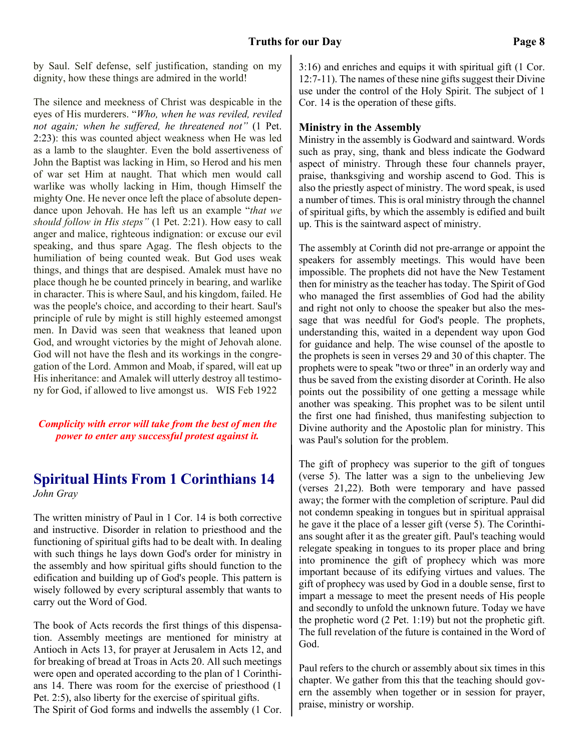by Saul. Self defense, self justification, standing on my dignity, how these things are admired in the world!

The silence and meekness of Christ was despicable in the eyes of His murderers. "*Who, when he was reviled, reviled not again; when he suffered, he threatened not*" (1 Pet. 2:23): this was counted abject weakness when He was led as a lamb to the slaughter. Even the bold assertiveness of John the Baptist was lacking in Him, so Herod and his men of war set Him at naught. That which men would call warlike was wholly lacking in Him, though Himself the mighty One. He never once left the place of absolute dependance upon Jehovah. He has left us an example "*that we should follow in His steps*" (1 Pet. 2:21). How easy to call anger and malice, righteous indignation: or excuse our evil speaking, and thus spare Agag. The flesh objects to the humiliation of being counted weak. But God uses weak things, and things that are despised. Amalek must have no place though he be counted princely in bearing, and warlike in character. This is where Saul, and his kingdom, failed. He was the people's choice, and according to their heart. Saul's principle of rule by might is still highly esteemed amongst men. In David was seen that weakness that leaned upon God, and wrought victories by the might of Jehovah alone. God will not have the flesh and its workings in the congregation of the Lord. Ammon and Moab, if spared, will eat up His inheritance: and Amalek will utterly destroy all testimony for God, if allowed to live amongst us. WIS Feb 1922

***Complicity with error will take from the best of men the power to enter any successful protest against it.***

## Spiritual Hints From 1 Corinthians 14

*John Gray*

The written ministry of Paul in 1 Cor. 14 is both corrective and instructive. Disorder in relation to priesthood and the functioning of spiritual gifts had to be dealt with. In dealing with such things he lays down God's order for ministry in the assembly and how spiritual gifts should function to the edification and building up of God's people. This pattern is wisely followed by every scriptural assembly that wants to carry out the Word of God.

The book of Acts records the first things of this dispensation. Assembly meetings are mentioned for ministry at Antioch in Acts 13, for prayer at Jerusalem in Acts 12, and for breaking of bread at Troas in Acts 20. All such meetings were open and operated according to the plan of 1 Corinthians 14. There was room for the exercise of priesthood (1 Pet. 2:5), also liberty for the exercise of spiritual gifts.
The Spirit of God forms and indwells the assembly (1 Cor. 3:16) and enriches and equips it with spiritual gift (1 Cor. 12:7-11). The names of these nine gifts suggest their Divine use under the control of the Holy Spirit. The subject of 1 Cor. 14 is the operation of these gifts.

### Ministry in the Assembly

Ministry in the assembly is Godward and saintward. Words such as pray, sing, thank and bless indicate the Godward aspect of ministry. Through these four channels prayer, praise, thanksgiving and worship ascend to God. This is also the priestly aspect of ministry. The word speak, is used a number of times. This is oral ministry through the channel of spiritual gifts, by which the assembly is edified and built up. This is the saintward aspect of ministry.

The assembly at Corinth did not pre-arrange or appoint the speakers for assembly meetings. This would have been impossible. The prophets did not have the New Testament then for ministry as the teacher has today. The Spirit of God who managed the first assemblies of God had the ability and right not only to choose the speaker but also the message that was needful for God's people. The prophets, understanding this, waited in a dependent way upon God for guidance and help. The wise counsel of the apostle to the prophets is seen in verses 29 and 30 of this chapter. The prophets were to speak "two or three" in an orderly way and thus be saved from the existing disorder at Corinth. He also points out the possibility of one getting a message while another was speaking. This prophet was to be silent until the first one had finished, thus manifesting subjection to Divine authority and the Apostolic plan for ministry. This was Paul's solution for the problem.

The gift of prophecy was superior to the gift of tongues (verse 5). The latter was a sign to the unbelieving Jew (verses 21,22). Both were temporary and have passed away; the former with the completion of scripture. Paul did not condemn speaking in tongues but in spiritual appraisal he gave it the place of a lesser gift (verse 5). The Corinthians sought after it as the greater gift. Paul's teaching would relegate speaking in tongues to its proper place and bring into prominence the gift of prophecy which was more important because of its edifying virtues and values. The gift of prophecy was used by God in a double sense, first to impart a message to meet the present needs of His people and secondly to unfold the unknown future. Today we have the prophetic word (2 Pet. 1:19) but not the prophetic gift. The full revelation of the future is contained in the Word of God.

Paul refers to the church or assembly about six times in this chapter. We gather from this that the teaching should govern the assembly when together or in session for prayer, praise, ministry or worship.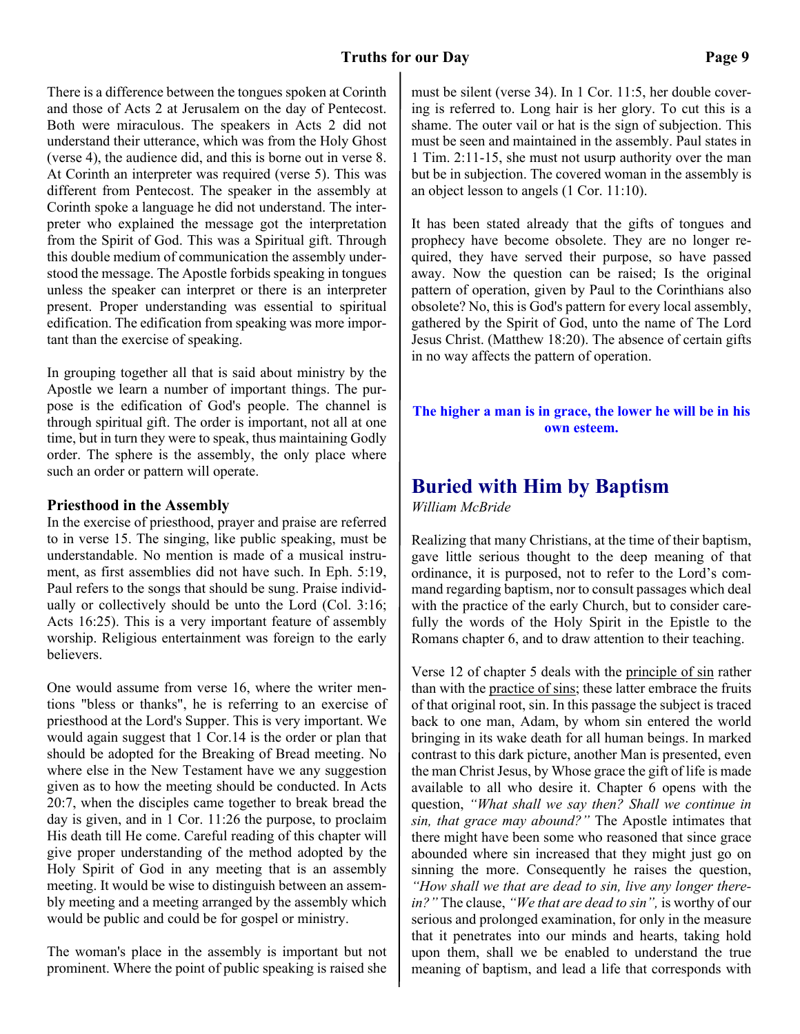There is a difference between the tongues spoken at Corinth and those of Acts 2 at Jerusalem on the day of Pentecost. Both were miraculous. The speakers in Acts 2 did not understand their utterance, which was from the Holy Ghost (verse 4), the audience did, and this is borne out in verse 8. At Corinth an interpreter was required (verse 5). This was different from Pentecost. The speaker in the assembly at Corinth spoke a language he did not understand. The interpreter who explained the message got the interpretation from the Spirit of God. This was a Spiritual gift. Through this double medium of communication the assembly understood the message. The Apostle forbids speaking in tongues unless the speaker can interpret or there is an interpreter present. Proper understanding was essential to spiritual edification. The edification from speaking was more important than the exercise of speaking.

In grouping together all that is said about ministry by the Apostle we learn a number of important things. The purpose is the edification of God's people. The channel is through spiritual gift. The order is important, not all at one time, but in turn they were to speak, thus maintaining Godly order. The sphere is the assembly, the only place where such an order or pattern will operate.

### Priesthood in the Assembly

In the exercise of priesthood, prayer and praise are referred to in verse 15. The singing, like public speaking, must be understandable. No mention is made of a musical instrument, as first assemblies did not have such. In Eph. 5:19, Paul refers to the songs that should be sung. Praise individually or collectively should be unto the Lord (Col. 3:16; Acts 16:25). This is a very important feature of assembly worship. Religious entertainment was foreign to the early believers.

One would assume from verse 16, where the writer mentions "bless or thanks", he is referring to an exercise of priesthood at the Lord's Supper. This is very important. We would again suggest that 1 Cor.14 is the order or plan that should be adopted for the Breaking of Bread meeting. No where else in the New Testament have we any suggestion given as to how the meeting should be conducted. In Acts 20:7, when the disciples came together to break bread the day is given, and in 1 Cor. 11:26 the purpose, to proclaim His death till He come. Careful reading of this chapter will give proper understanding of the method adopted by the Holy Spirit of God in any meeting that is an assembly meeting. It would be wise to distinguish between an assembly meeting and a meeting arranged by the assembly which would be public and could be for gospel or ministry.

The woman's place in the assembly is important but not prominent. Where the point of public speaking is raised she must be silent (verse 34). In 1 Cor. 11:5, her double covering is referred to. Long hair is her glory. To cut this is a shame. The outer vail or hat is the sign of subjection. This must be seen and maintained in the assembly. Paul states in 1 Tim. 2:11-15, she must not usurp authority over the man but be in subjection. The covered woman in the assembly is an object lesson to angels (1 Cor. 11:10).

It has been stated already that the gifts of tongues and prophecy have become obsolete. They are no longer required, they have served their purpose, so have passed away. Now the question can be raised; Is the original pattern of operation, given by Paul to the Corinthians also obsolete? No, this is God's pattern for every local assembly, gathered by the Spirit of God, unto the name of The Lord Jesus Christ. (Matthew 18:20). The absence of certain gifts in no way affects the pattern of operation.

**The higher a man is in grace, the lower he will be in his own esteem.**

## Buried with Him by Baptism

*William McBride*

Realizing that many Christians, at the time of their baptism, gave little serious thought to the deep meaning of that ordinance, it is purposed, not to refer to the Lord's command regarding baptism, nor to consult passages which deal with the practice of the early Church, but to consider carefully the words of the Holy Spirit in the Epistle to the Romans chapter 6, and to draw attention to their teaching.

Verse 12 of chapter 5 deals with the <u>principle of sin</u> rather than with the <u>practice of sins</u>; these latter embrace the fruits of that original root, sin. In this passage the subject is traced back to one man, Adam, by whom sin entered the world bringing in its wake death for all human beings. In marked contrast to this dark picture, another Man is presented, even the man Christ Jesus, by Whose grace the gift of life is made available to all who desire it. Chapter 6 opens with the question, *"What shall we say then? Shall we continue in sin, that grace may abound?"* The Apostle intimates that there might have been some who reasoned that since grace abounded where sin increased that they might just go on sinning the more. Consequently he raises the question, *"How shall we that are dead to sin, live any longer therein?"* The clause, *"We that are dead to sin",* is worthy of our serious and prolonged examination, for only in the measure that it penetrates into our minds and hearts, taking hold upon them, shall we be enabled to understand the true meaning of baptism, and lead a life that corresponds with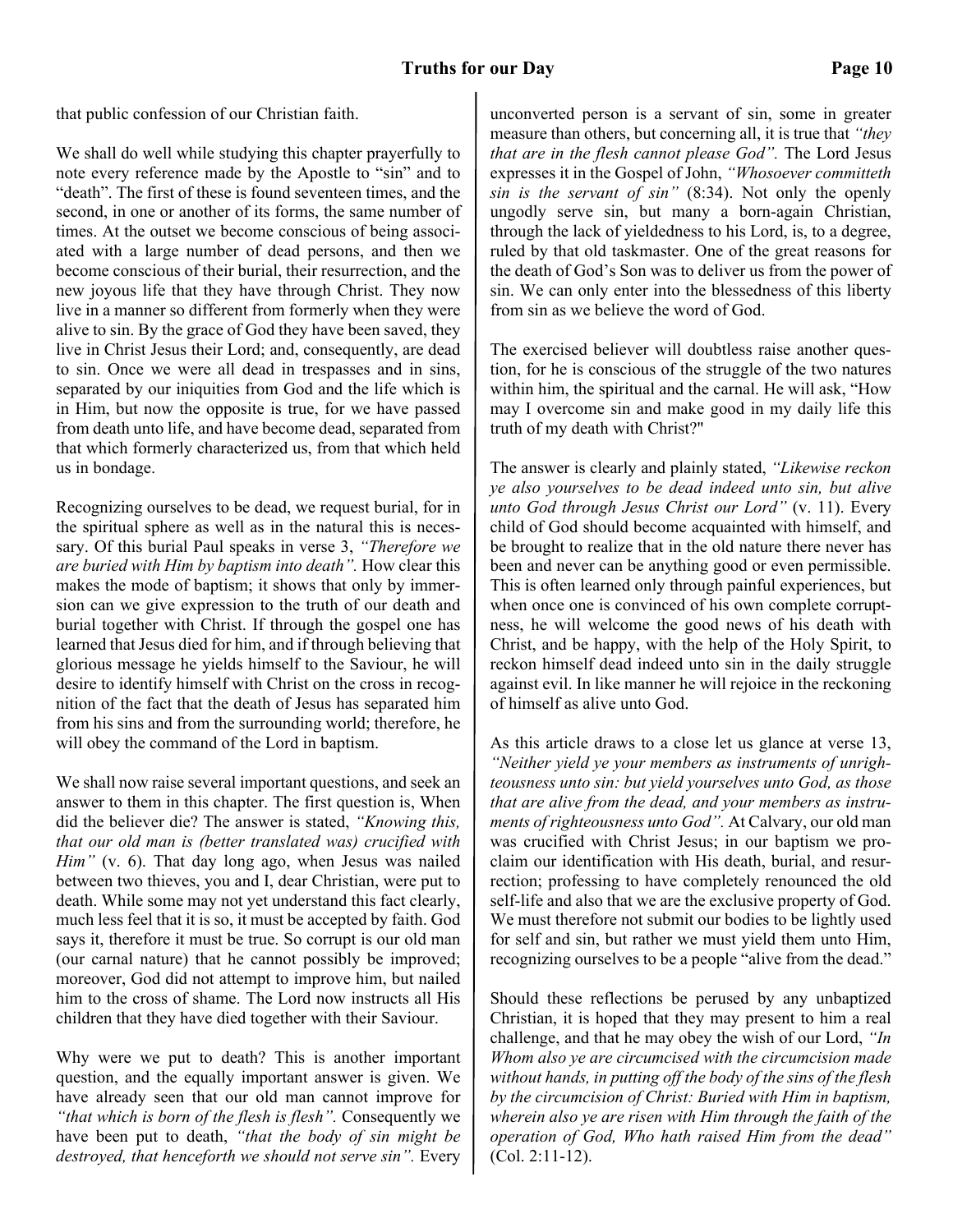that public confession of our Christian faith.

We shall do well while studying this chapter prayerfully to note every reference made by the Apostle to "sin" and to "death". The first of these is found seventeen times, and the second, in one or another of its forms, the same number of times. At the outset we become conscious of being associated with a large number of dead persons, and then we become conscious of their burial, their resurrection, and the new joyous life that they have through Christ. They now live in a manner so different from formerly when they were alive to sin. By the grace of God they have been saved, they live in Christ Jesus their Lord; and, consequently, are dead to sin. Once we were all dead in trespasses and in sins, separated by our iniquities from God and the life which is in Him, but now the opposite is true, for we have passed from death unto life, and have become dead, separated from that which formerly characterized us, from that which held us in bondage.

Recognizing ourselves to be dead, we request burial, for in the spiritual sphere as well as in the natural this is necessary. Of this burial Paul speaks in verse 3, *"Therefore we are buried with Him by baptism into death".* How clear this makes the mode of baptism; it shows that only by immersion can we give expression to the truth of our death and burial together with Christ. If through the gospel one has learned that Jesus died for him, and if through believing that glorious message he yields himself to the Saviour, he will desire to identify himself with Christ on the cross in recognition of the fact that the death of Jesus has separated him from his sins and from the surrounding world; therefore, he will obey the command of the Lord in baptism.

We shall now raise several important questions, and seek an answer to them in this chapter. The first question is, When did the believer die? The answer is stated, *"Knowing this, that our old man is (better translated was) crucified with Him"* (v. 6). That day long ago, when Jesus was nailed between two thieves, you and I, dear Christian, were put to death. While some may not yet understand this fact clearly, much less feel that it is so, it must be accepted by faith. God says it, therefore it must be true. So corrupt is our old man (our carnal nature) that he cannot possibly be improved; moreover, God did not attempt to improve him, but nailed him to the cross of shame. The Lord now instructs all His children that they have died together with their Saviour.

Why were we put to death? This is another important question, and the equally important answer is given. We have already seen that our old man cannot improve for *"that which is born of the flesh is flesh".* Consequently we have been put to death, *"that the body of sin might be destroyed, that henceforth we should not serve sin".* Every unconverted person is a servant of sin, some in greater measure than others, but concerning all, it is true that *"they that are in the flesh cannot please God".* The Lord Jesus expresses it in the Gospel of John, *"Whosoever committeth sin is the servant of sin"* (8:34). Not only the openly ungodly serve sin, but many a born-again Christian, through the lack of yieldedness to his Lord, is, to a degree, ruled by that old taskmaster. One of the great reasons for the death of God's Son was to deliver us from the power of sin. We can only enter into the blessedness of this liberty from sin as we believe the word of God.

The exercised believer will doubtless raise another question, for he is conscious of the struggle of the two natures within him, the spiritual and the carnal. He will ask, "How may I overcome sin and make good in my daily life this truth of my death with Christ?"

The answer is clearly and plainly stated, *"Likewise reckon ye also yourselves to be dead indeed unto sin, but alive unto God through Jesus Christ our Lord"* (v. 11). Every child of God should become acquainted with himself, and be brought to realize that in the old nature there never has been and never can be anything good or even permissible. This is often learned only through painful experiences, but when once one is convinced of his own complete corruptness, he will welcome the good news of his death with Christ, and be happy, with the help of the Holy Spirit, to reckon himself dead indeed unto sin in the daily struggle against evil. In like manner he will rejoice in the reckoning of himself as alive unto God.

As this article draws to a close let us glance at verse 13, *"Neither yield ye your members as instruments of unrighteousness unto sin: but yield yourselves unto God, as those that are alive from the dead, and your members as instruments of righteousness unto God".* At Calvary, our old man was crucified with Christ Jesus; in our baptism we proclaim our identification with His death, burial, and resurrection; professing to have completely renounced the old self-life and also that we are the exclusive property of God. We must therefore not submit our bodies to be lightly used for self and sin, but rather we must yield them unto Him, recognizing ourselves to be a people "alive from the dead."

Should these reflections be perused by any unbaptized Christian, it is hoped that they may present to him a real challenge, and that he may obey the wish of our Lord, *"In Whom also ye are circumcised with the circumcision made without hands, in putting off the body of the sins of the flesh by the circumcision of Christ: Buried with Him in baptism, wherein also ye are risen with Him through the faith of the operation of God, Who hath raised Him from the dead"* (Col. 2:11-12).